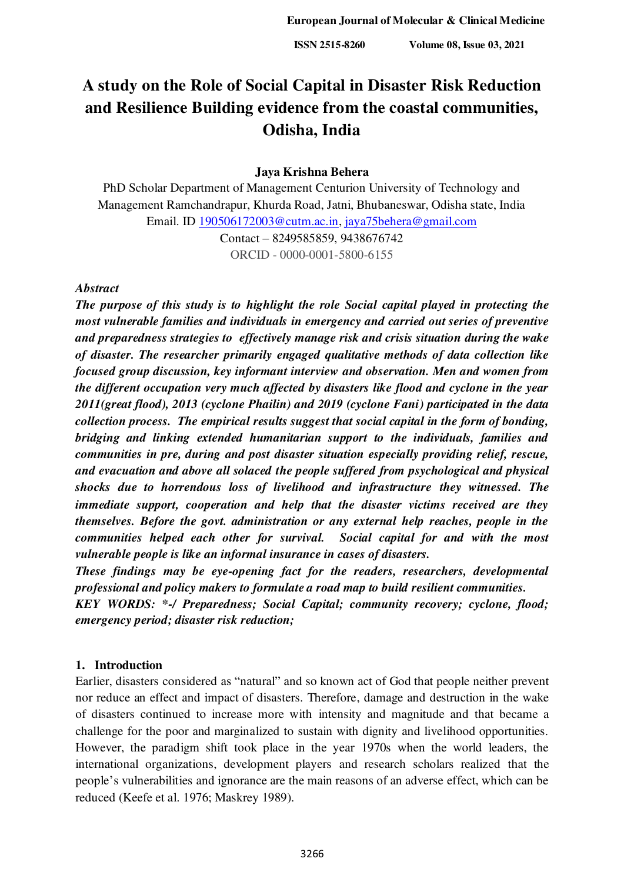# A study on the Role of Social Capital in Disaster Risk Reduction and Resilience Building evidence from the coastal communities, Odisha, India

**Jaya Krishna Behera**

PhD Scholar Department of Management Centurion University of Technology and Management Ramchandrapur, Khurda Road, Jatni, Bhubaneswar, Odisha state, India

Email. ID 190506172003@cutm.ac.in, jaya75behera@gmail.com

Contact – 8249585859, 9438676742

ORCID - 0000-0001-5800-6155

***Abstract***

***The purpose of this study is to highlight the role Social capital played in protecting the most vulnerable families and individuals in emergency and carried out series of preventive and preparedness strategies to effectively manage risk and crisis situation during the wake of disaster. The researcher primarily engaged qualitative methods of data collection like focused group discussion, key informant interview and observation. Men and women from the different occupation very much affected by disasters like flood and cyclone in the year 2011(great flood), 2013 (cyclone Phailin) and 2019 (cyclone Fani) participated in the data collection process. The empirical results suggest that social capital in the form of bonding, bridging and linking extended humanitarian support to the individuals, families and communities in pre, during and post disaster situation especially providing relief, rescue, and evacuation and above all solaced the people suffered from psychological and physical shocks due to horrendous loss of livelihood and infrastructure they witnessed. The immediate support, cooperation and help that the disaster victims received are they themselves. Before the govt. administration or any external help reaches, people in the communities helped each other for survival. Social capital for and with the most vulnerable people is like an informal insurance in cases of disasters.***

***These findings may be eye-opening fact for the readers, researchers, developmental professional and policy makers to formulate a road map to build resilient communities.***

***KEY WORDS: *-/ Preparedness; Social Capital; community recovery; cyclone, flood; emergency period; disaster risk reduction;***

## 1. Introduction

Earlier, disasters considered as "natural" and so known act of God that people neither prevent nor reduce an effect and impact of disasters. Therefore, damage and destruction in the wake of disasters continued to increase more with intensity and magnitude and that became a challenge for the poor and marginalized to sustain with dignity and livelihood opportunities. However, the paradigm shift took place in the year 1970s when the world leaders, the international organizations, development players and research scholars realized that the people's vulnerabilities and ignorance are the main reasons of an adverse effect, which can be reduced (Keefe et al. 1976; Maskrey 1989).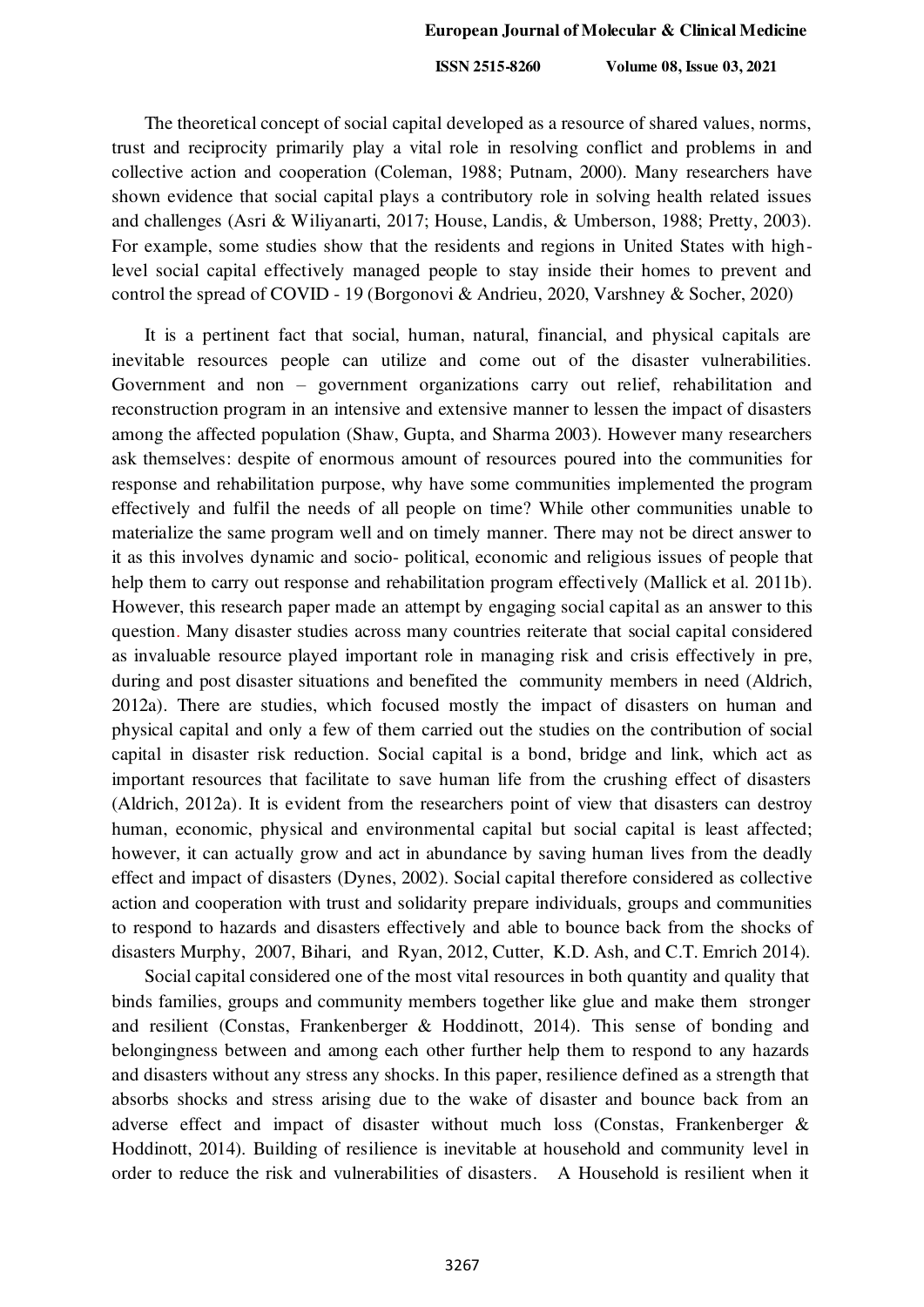The theoretical concept of social capital developed as a resource of shared values, norms, trust and reciprocity primarily play a vital role in resolving conflict and problems in and collective action and cooperation (Coleman, 1988; Putnam, 2000). Many researchers have shown evidence that social capital plays a contributory role in solving health related issues and challenges (Asri & Wiliyanarti, 2017; House, Landis, & Umberson, 1988; Pretty, 2003). For example, some studies show that the residents and regions in United States with high-level social capital effectively managed people to stay inside their homes to prevent and control the spread of COVID - 19 (Borgonovi & Andrieu, 2020, Varshney & Socher, 2020)

It is a pertinent fact that social, human, natural, financial, and physical capitals are inevitable resources people can utilize and come out of the disaster vulnerabilities. Government and non – government organizations carry out relief, rehabilitation and reconstruction program in an intensive and extensive manner to lessen the impact of disasters among the affected population (Shaw, Gupta, and Sharma 2003). However many researchers ask themselves: despite of enormous amount of resources poured into the communities for response and rehabilitation purpose, why have some communities implemented the program effectively and fulfil the needs of all people on time? While other communities unable to materialize the same program well and on timely manner. There may not be direct answer to it as this involves dynamic and socio- political, economic and religious issues of people that help them to carry out response and rehabilitation program effectively (Mallick et al. 2011b). However, this research paper made an attempt by engaging social capital as an answer to this question. Many disaster studies across many countries reiterate that social capital considered as invaluable resource played important role in managing risk and crisis effectively in pre, during and post disaster situations and benefited the community members in need (Aldrich, 2012a). There are studies, which focused mostly the impact of disasters on human and physical capital and only a few of them carried out the studies on the contribution of social capital in disaster risk reduction. Social capital is a bond, bridge and link, which act as important resources that facilitate to save human life from the crushing effect of disasters (Aldrich, 2012a). It is evident from the researchers point of view that disasters can destroy human, economic, physical and environmental capital but social capital is least affected; however, it can actually grow and act in abundance by saving human lives from the deadly effect and impact of disasters (Dynes, 2002). Social capital therefore considered as collective action and cooperation with trust and solidarity prepare individuals, groups and communities to respond to hazards and disasters effectively and able to bounce back from the shocks of disasters Murphy, 2007, Bihari, and Ryan, 2012, Cutter, K.D. Ash, and C.T. Emrich 2014).

Social capital considered one of the most vital resources in both quantity and quality that binds families, groups and community members together like glue and make them stronger and resilient (Constas, Frankenberger & Hoddinott, 2014). This sense of bonding and belongingness between and among each other further help them to respond to any hazards and disasters without any stress any shocks. In this paper, resilience defined as a strength that absorbs shocks and stress arising due to the wake of disaster and bounce back from an adverse effect and impact of disaster without much loss (Constas, Frankenberger & Hoddinott, 2014). Building of resilience is inevitable at household and community level in order to reduce the risk and vulnerabilities of disasters. A Household is resilient when it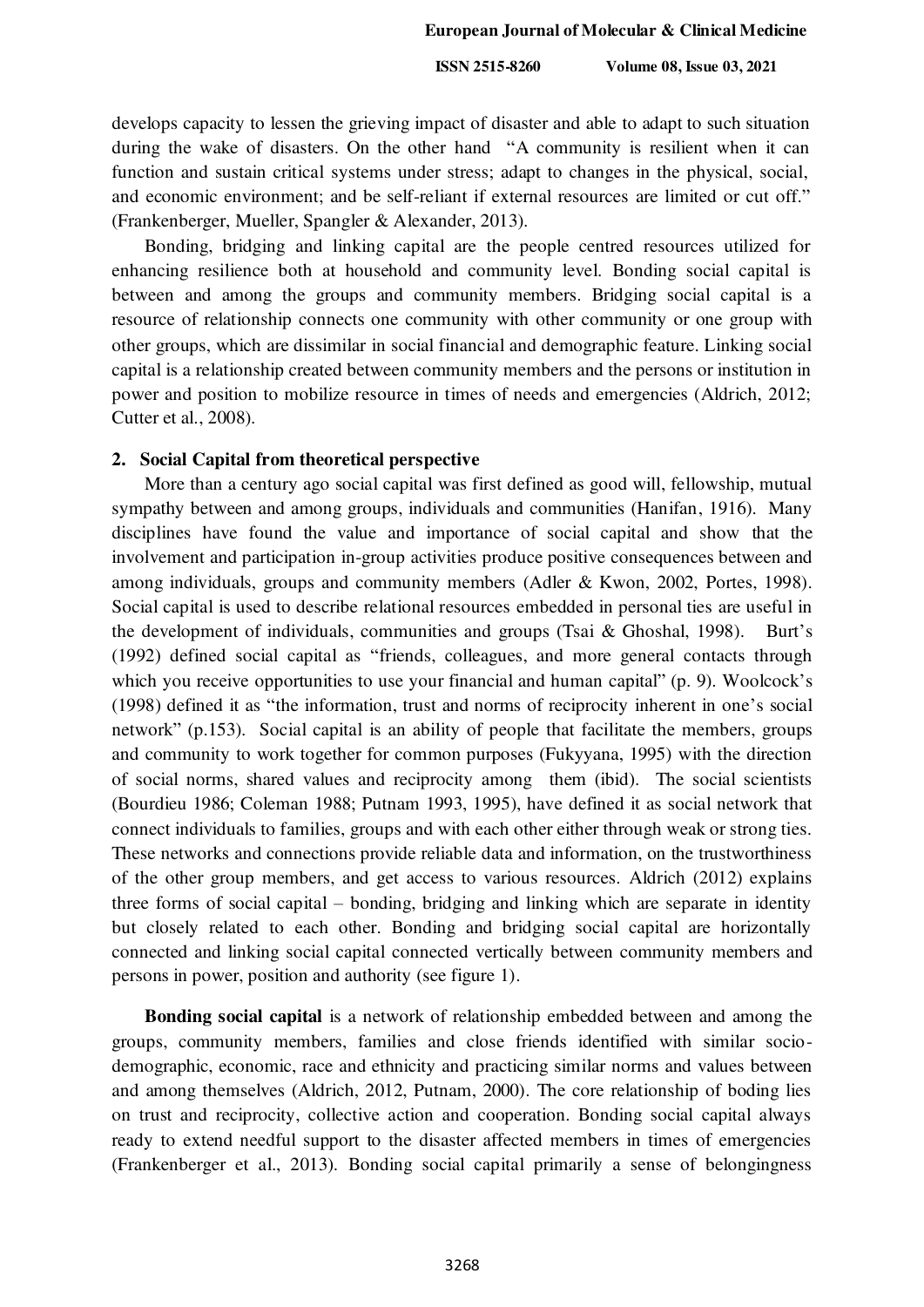develops capacity to lessen the grieving impact of disaster and able to adapt to such situation during the wake of disasters. On the other hand "A community is resilient when it can function and sustain critical systems under stress; adapt to changes in the physical, social, and economic environment; and be self-reliant if external resources are limited or cut off." (Frankenberger, Mueller, Spangler & Alexander, 2013).

Bonding, bridging and linking capital are the people centred resources utilized for enhancing resilience both at household and community level. Bonding social capital is between and among the groups and community members. Bridging social capital is a resource of relationship connects one community with other community or one group with other groups, which are dissimilar in social financial and demographic feature. Linking social capital is a relationship created between community members and the persons or institution in power and position to mobilize resource in times of needs and emergencies (Aldrich, 2012; Cutter et al., 2008).

## 2. Social Capital from theoretical perspective

More than a century ago social capital was first defined as good will, fellowship, mutual sympathy between and among groups, individuals and communities (Hanifan, 1916). Many disciplines have found the value and importance of social capital and show that the involvement and participation in-group activities produce positive consequences between and among individuals, groups and community members (Adler & Kwon, 2002, Portes, 1998). Social capital is used to describe relational resources embedded in personal ties are useful in the development of individuals, communities and groups (Tsai & Ghoshal, 1998). Burt's (1992) defined social capital as "friends, colleagues, and more general contacts through which you receive opportunities to use your financial and human capital" (p. 9). Woolcock's (1998) defined it as "the information, trust and norms of reciprocity inherent in one's social network" (p.153). Social capital is an ability of people that facilitate the members, groups and community to work together for common purposes (Fukyyana, 1995) with the direction of social norms, shared values and reciprocity among them (ibid). The social scientists (Bourdieu 1986; Coleman 1988; Putnam 1993, 1995), have defined it as social network that connect individuals to families, groups and with each other either through weak or strong ties. These networks and connections provide reliable data and information, on the trustworthiness of the other group members, and get access to various resources. Aldrich (2012) explains three forms of social capital – bonding, bridging and linking which are separate in identity but closely related to each other. Bonding and bridging social capital are horizontally connected and linking social capital connected vertically between community members and persons in power, position and authority (see figure 1).

**Bonding social capital** is a network of relationship embedded between and among the groups, community members, families and close friends identified with similar socio-demographic, economic, race and ethnicity and practicing similar norms and values between and among themselves (Aldrich, 2012, Putnam, 2000). The core relationship of boding lies on trust and reciprocity, collective action and cooperation. Bonding social capital always ready to extend needful support to the disaster affected members in times of emergencies (Frankenberger et al., 2013). Bonding social capital primarily a sense of belongingness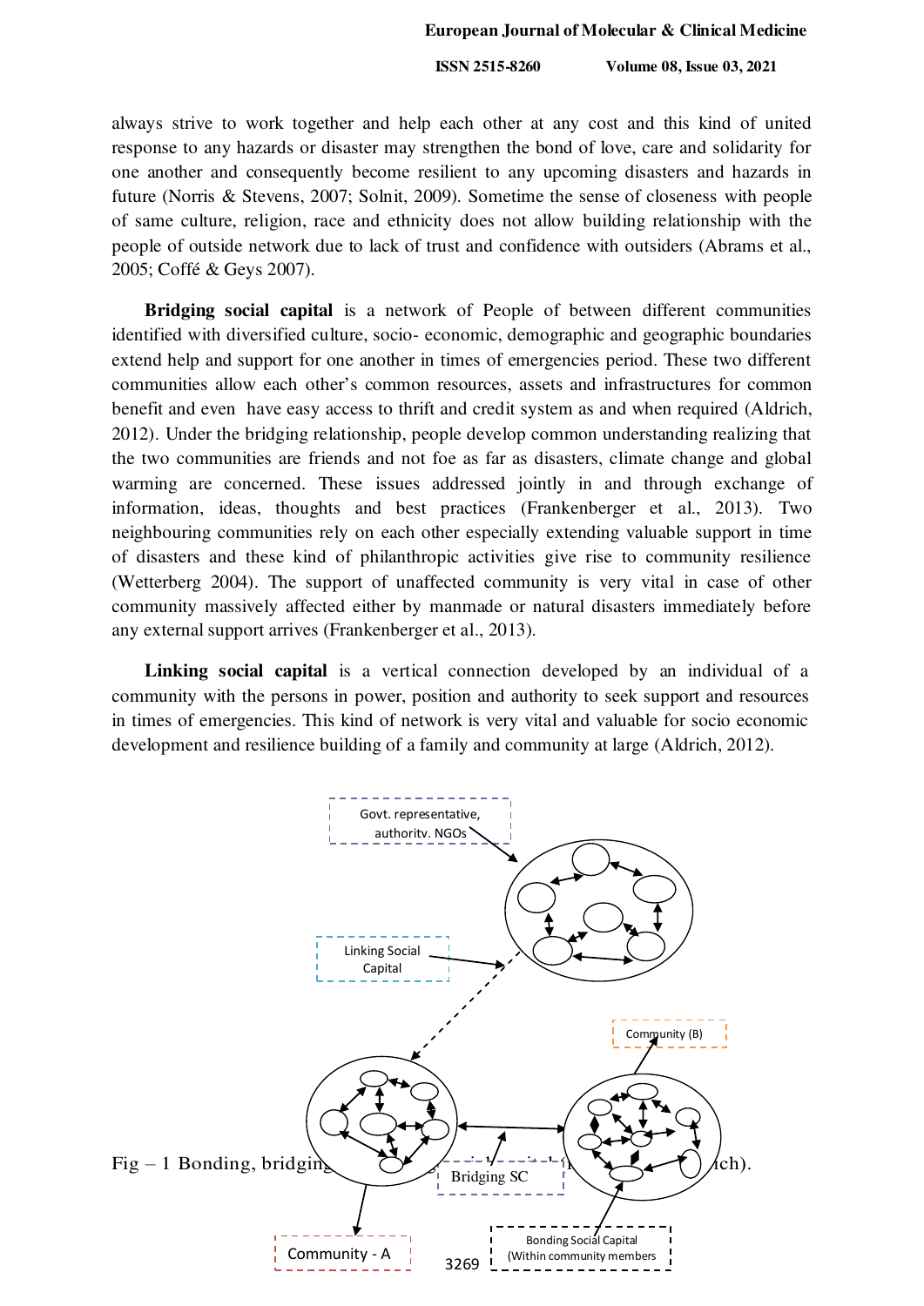always strive to work together and help each other at any cost and this kind of united response to any hazards or disaster may strengthen the bond of love, care and solidarity for one another and consequently become resilient to any upcoming disasters and hazards in future (Norris & Stevens, 2007; Solnit, 2009). Sometime the sense of closeness with people of same culture, religion, race and ethnicity does not allow building relationship with the people of outside network due to lack of trust and confidence with outsiders (Abrams et al., 2005; Coffé & Geys 2007).

**Bridging social capital** is a network of People of between different communities identified with diversified culture, socio- economic, demographic and geographic boundaries extend help and support for one another in times of emergencies period. These two different communities allow each other's common resources, assets and infrastructures for common benefit and even have easy access to thrift and credit system as and when required (Aldrich, 2012). Under the bridging relationship, people develop common understanding realizing that the two communities are friends and not foe as far as disasters, climate change and global warming are concerned. These issues addressed jointly in and through exchange of information, ideas, thoughts and best practices (Frankenberger et al., 2013). Two neighbouring communities rely on each other especially extending valuable support in time of disasters and these kind of philanthropic activities give rise to community resilience (Wetterberg 2004). The support of unaffected community is very vital in case of other community massively affected either by manmade or natural disasters immediately before any external support arrives (Frankenberger et al., 2013).

**Linking social capital** is a vertical connection developed by an individual of a community with the persons in power, position and authority to seek support and resources in times of emergencies. This kind of network is very vital and valuable for socio economic development and resilience building of a family and community at large (Aldrich, 2012).

Govt. representative, authority, NGOs

Linking Social Capital

Community (B)

Bridging SC

Community - A

Bonding Social Capital (Within community members

Fig – 1 Bonding, bridging ... ch).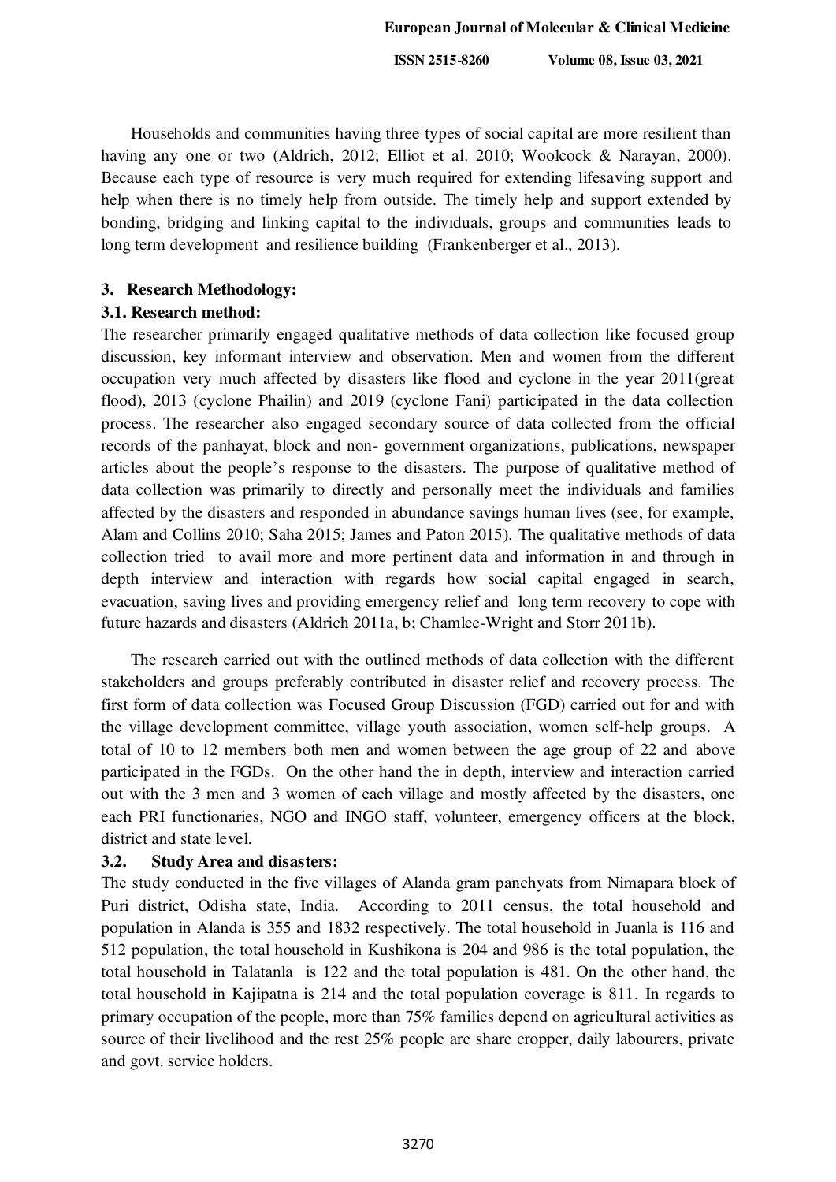Households and communities having three types of social capital are more resilient than having any one or two (Aldrich, 2012; Elliot et al. 2010; Woolcock & Narayan, 2000). Because each type of resource is very much required for extending lifesaving support and help when there is no timely help from outside. The timely help and support extended by bonding, bridging and linking capital to the individuals, groups and communities leads to long term development and resilience building (Frankenberger et al., 2013).

## 3. Research Methodology:

### 3.1. Research method:

The researcher primarily engaged qualitative methods of data collection like focused group discussion, key informant interview and observation. Men and women from the different occupation very much affected by disasters like flood and cyclone in the year 2011(great flood), 2013 (cyclone Phailin) and 2019 (cyclone Fani) participated in the data collection process. The researcher also engaged secondary source of data collected from the official records of the panhayat, block and non- government organizations, publications, newspaper articles about the people's response to the disasters. The purpose of qualitative method of data collection was primarily to directly and personally meet the individuals and families affected by the disasters and responded in abundance savings human lives (see, for example, Alam and Collins 2010; Saha 2015; James and Paton 2015). The qualitative methods of data collection tried to avail more and more pertinent data and information in and through in depth interview and interaction with regards how social capital engaged in search, evacuation, saving lives and providing emergency relief and long term recovery to cope with future hazards and disasters (Aldrich 2011a, b; Chamlee-Wright and Storr 2011b).

The research carried out with the outlined methods of data collection with the different stakeholders and groups preferably contributed in disaster relief and recovery process. The first form of data collection was Focused Group Discussion (FGD) carried out for and with the village development committee, village youth association, women self-help groups. A total of 10 to 12 members both men and women between the age group of 22 and above participated in the FGDs. On the other hand the in depth, interview and interaction carried out with the 3 men and 3 women of each village and mostly affected by the disasters, one each PRI functionaries, NGO and INGO staff, volunteer, emergency officers at the block, district and state level.

### 3.2. Study Area and disasters:

The study conducted in the five villages of Alanda gram panchyats from Nimapara block of Puri district, Odisha state, India. According to 2011 census, the total household and population in Alanda is 355 and 1832 respectively. The total household in Juanla is 116 and 512 population, the total household in Kushikona is 204 and 986 is the total population, the total household in Talatanla is 122 and the total population is 481. On the other hand, the total household in Kajipatna is 214 and the total population coverage is 811. In regards to primary occupation of the people, more than 75% families depend on agricultural activities as source of their livelihood and the rest 25% people are share cropper, daily labourers, private and govt. service holders.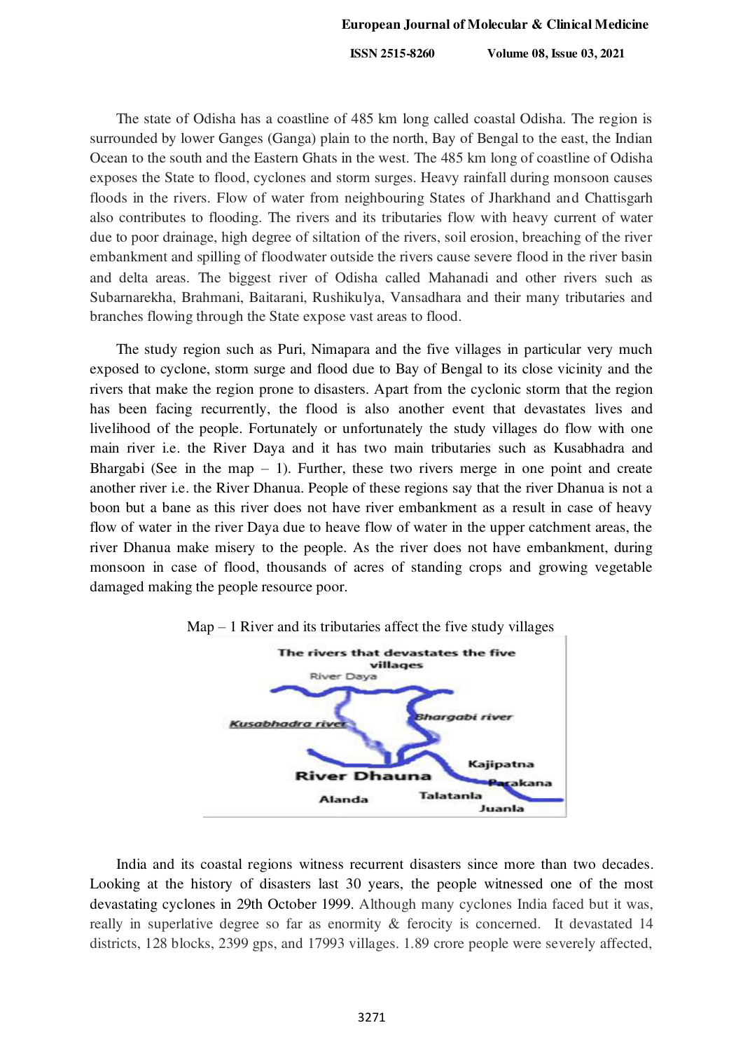The state of Odisha has a coastline of 485 km long called coastal Odisha. The region is surrounded by lower Ganges (Ganga) plain to the north, Bay of Bengal to the east, the Indian Ocean to the south and the Eastern Ghats in the west. The 485 km long of coastline of Odisha exposes the State to flood, cyclones and storm surges. Heavy rainfall during monsoon causes floods in the rivers. Flow of water from neighbouring States of Jharkhand and Chattisgarh also contributes to flooding. The rivers and its tributaries flow with heavy current of water due to poor drainage, high degree of siltation of the rivers, soil erosion, breaching of the river embankment and spilling of floodwater outside the rivers cause severe flood in the river basin and delta areas. The biggest river of Odisha called Mahanadi and other rivers such as Subarnarekha, Brahmani, Baitarani, Rushikulya, Vansadhara and their many tributaries and branches flowing through the State expose vast areas to flood.

The study region such as Puri, Nimapara and the five villages in particular very much exposed to cyclone, storm surge and flood due to Bay of Bengal to its close vicinity and the rivers that make the region prone to disasters. Apart from the cyclonic storm that the region has been facing recurrently, the flood is also another event that devastates lives and livelihood of the people. Fortunately or unfortunately the study villages do flow with one main river i.e. the River Daya and it has two main tributaries such as Kusabhadra and Bhargabi (See in the map – 1). Further, these two rivers merge in one point and create another river i.e. the River Dhanua. People of these regions say that the river Dhanua is not a boon but a bane as this river does not have river embankment as a result in case of heavy flow of water in the river Daya due to heave flow of water in the upper catchment areas, the river Dhanua make misery to the people. As the river does not have embankment, during monsoon in case of flood, thousands of acres of standing crops and growing vegetable damaged making the people resource poor.

Map – 1 River and its tributaries affect the five study villages

The rivers that devastates the five villages

River Daya

Kusabhadra river

Bhargabi river

Kajipatna

River Dhauna

Parakana

Alanda

Talatanla

Juanla

India and its coastal regions witness recurrent disasters since more than two decades. Looking at the history of disasters last 30 years, the people witnessed one of the most devastating cyclones in 29th October 1999. Although many cyclones India faced but it was, really in superlative degree so far as enormity & ferocity is concerned. It devastated 14 districts, 128 blocks, 2399 gps, and 17993 villages. 1.89 crore people were severely affected,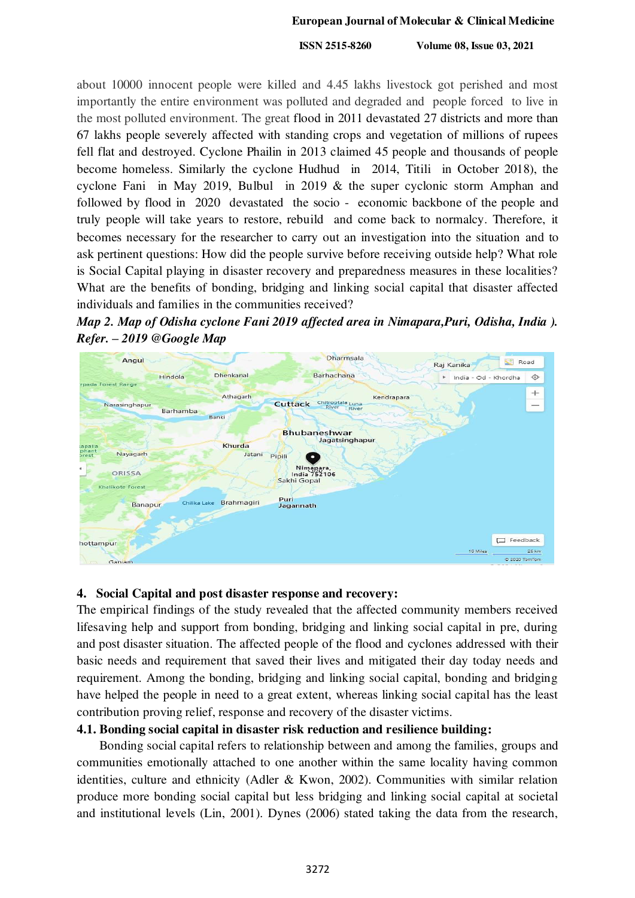about 10000 innocent people were killed and 4.45 lakhs livestock got perished and most importantly the entire environment was polluted and degraded and people forced to live in the most polluted environment. The great flood in 2011 devastated 27 districts and more than 67 lakhs people severely affected with standing crops and vegetation of millions of rupees fell flat and destroyed. Cyclone Phailin in 2013 claimed 45 people and thousands of people become homeless. Similarly the cyclone Hudhud in 2014, Titili in October 2018), the cyclone Fani in May 2019, Bulbul in 2019 & the super cyclonic storm Amphan and followed by flood in 2020 devastated the socio - economic backbone of the people and truly people will take years to restore, rebuild and come back to normalcy. Therefore, it becomes necessary for the researcher to carry out an investigation into the situation and to ask pertinent questions: How did the people survive before receiving outside help? What role is Social Capital playing in disaster recovery and preparedness measures in these localities? What are the benefits of bonding, bridging and linking social capital that disaster affected individuals and families in the communities received?

***Map 2. Map of Odisha cyclone Fani 2019 affected area in Nimapara,Puri, Odisha, India ). Refer. – 2019 @Google Map***

## 4. Social Capital and post disaster response and recovery:

The empirical findings of the study revealed that the affected community members received lifesaving help and support from bonding, bridging and linking social capital in pre, during and post disaster situation. The affected people of the flood and cyclones addressed with their basic needs and requirement that saved their lives and mitigated their day today needs and requirement. Among the bonding, bridging and linking social capital, bonding and bridging have helped the people in need to a great extent, whereas linking social capital has the least contribution proving relief, response and recovery of the disaster victims.

### 4.1. Bonding social capital in disaster risk reduction and resilience building:

Bonding social capital refers to relationship between and among the families, groups and communities emotionally attached to one another within the same locality having common identities, culture and ethnicity (Adler & Kwon, 2002). Communities with similar relation produce more bonding social capital but less bridging and linking social capital at societal and institutional levels (Lin, 2001). Dynes (2006) stated taking the data from the research,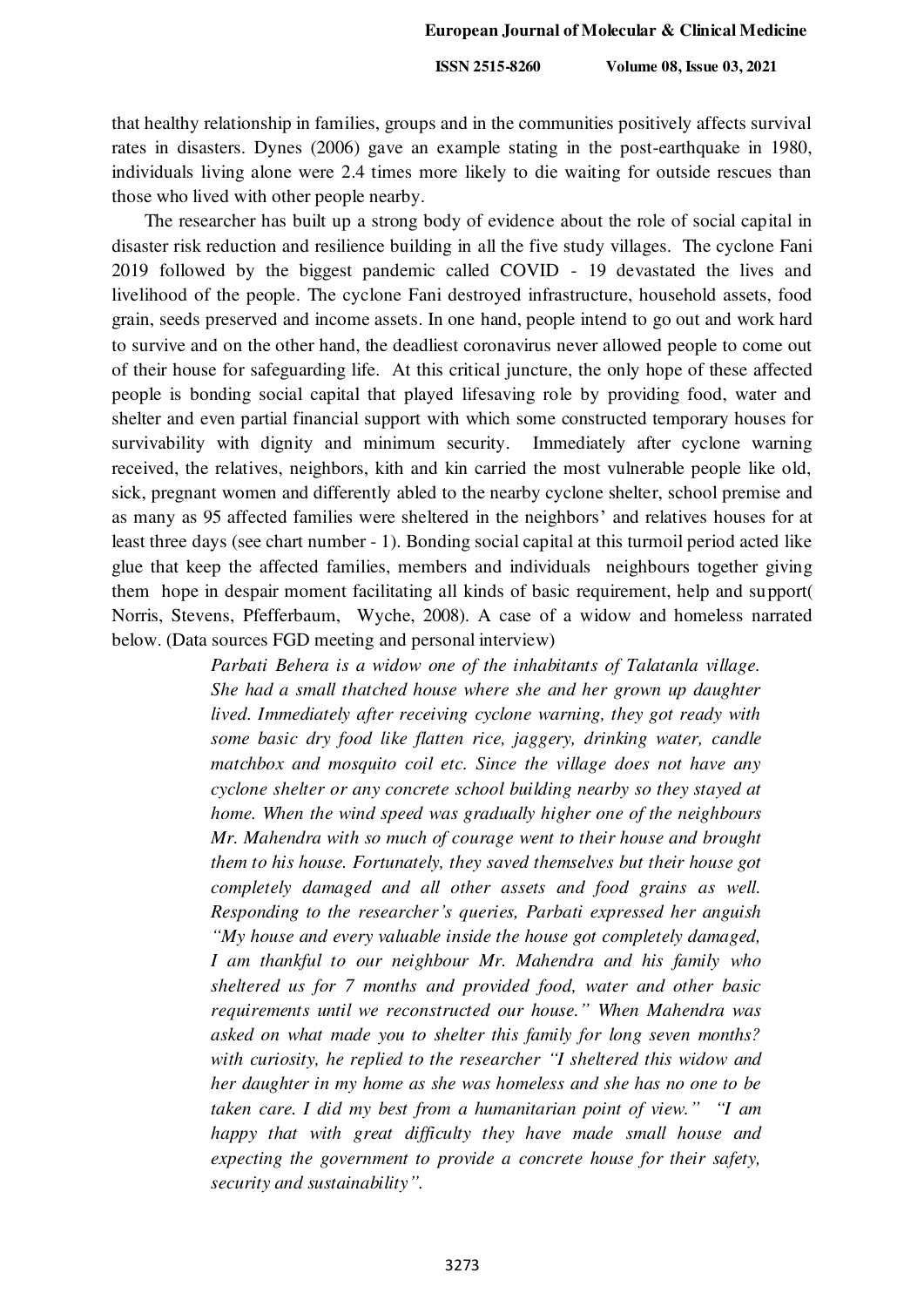that healthy relationship in families, groups and in the communities positively affects survival rates in disasters. Dynes (2006) gave an example stating in the post-earthquake in 1980, individuals living alone were 2.4 times more likely to die waiting for outside rescues than those who lived with other people nearby.

The researcher has built up a strong body of evidence about the role of social capital in disaster risk reduction and resilience building in all the five study villages. The cyclone Fani 2019 followed by the biggest pandemic called COVID - 19 devastated the lives and livelihood of the people. The cyclone Fani destroyed infrastructure, household assets, food grain, seeds preserved and income assets. In one hand, people intend to go out and work hard to survive and on the other hand, the deadliest coronavirus never allowed people to come out of their house for safeguarding life. At this critical juncture, the only hope of these affected people is bonding social capital that played lifesaving role by providing food, water and shelter and even partial financial support with which some constructed temporary houses for survivability with dignity and minimum security. Immediately after cyclone warning received, the relatives, neighbors, kith and kin carried the most vulnerable people like old, sick, pregnant women and differently abled to the nearby cyclone shelter, school premise and as many as 95 affected families were sheltered in the neighbors' and relatives houses for at least three days (see chart number - 1). Bonding social capital at this turmoil period acted like glue that keep the affected families, members and individuals neighbours together giving them hope in despair moment facilitating all kinds of basic requirement, help and support( Norris, Stevens, Pfefferbaum, Wyche, 2008). A case of a widow and homeless narrated below. (Data sources FGD meeting and personal interview)

> *Parbati Behera is a widow one of the inhabitants of Talatanla village. She had a small thatched house where she and her grown up daughter lived. Immediately after receiving cyclone warning, they got ready with some basic dry food like flatten rice, jaggery, drinking water, candle matchbox and mosquito coil etc. Since the village does not have any cyclone shelter or any concrete school building nearby so they stayed at home. When the wind speed was gradually higher one of the neighbours Mr. Mahendra with so much of courage went to their house and brought them to his house. Fortunately, they saved themselves but their house got completely damaged and all other assets and food grains as well. Responding to the researcher's queries, Parbati expressed her anguish "My house and every valuable inside the house got completely damaged, I am thankful to our neighbour Mr. Mahendra and his family who sheltered us for 7 months and provided food, water and other basic requirements until we reconstructed our house." When Mahendra was asked on what made you to shelter this family for long seven months? with curiosity, he replied to the researcher "I sheltered this widow and her daughter in my home as she was homeless and she has no one to be taken care. I did my best from a humanitarian point of view." "I am happy that with great difficulty they have made small house and expecting the government to provide a concrete house for their safety, security and sustainability".*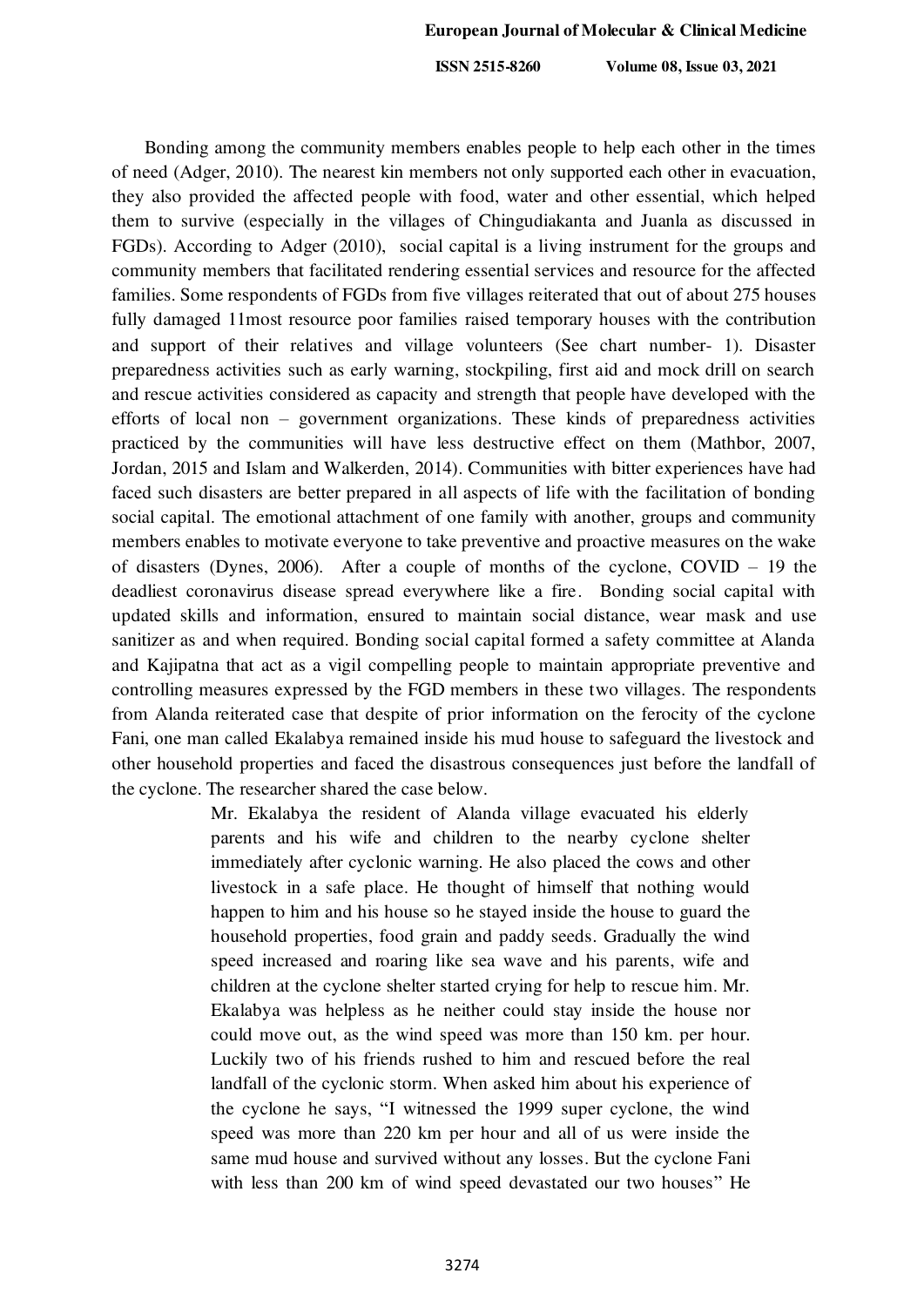Bonding among the community members enables people to help each other in the times of need (Adger, 2010). The nearest kin members not only supported each other in evacuation, they also provided the affected people with food, water and other essential, which helped them to survive (especially in the villages of Chingudiakanta and Juanla as discussed in FGDs). According to Adger (2010), social capital is a living instrument for the groups and community members that facilitated rendering essential services and resource for the affected families. Some respondents of FGDs from five villages reiterated that out of about 275 houses fully damaged 11most resource poor families raised temporary houses with the contribution and support of their relatives and village volunteers (See chart number- 1). Disaster preparedness activities such as early warning, stockpiling, first aid and mock drill on search and rescue activities considered as capacity and strength that people have developed with the efforts of local non – government organizations. These kinds of preparedness activities practiced by the communities will have less destructive effect on them (Mathbor, 2007, Jordan, 2015 and Islam and Walkerden, 2014). Communities with bitter experiences have had faced such disasters are better prepared in all aspects of life with the facilitation of bonding social capital. The emotional attachment of one family with another, groups and community members enables to motivate everyone to take preventive and proactive measures on the wake of disasters (Dynes, 2006). After a couple of months of the cyclone, COVID – 19 the deadliest coronavirus disease spread everywhere like a fire. Bonding social capital with updated skills and information, ensured to maintain social distance, wear mask and use sanitizer as and when required. Bonding social capital formed a safety committee at Alanda and Kajipatna that act as a vigil compelling people to maintain appropriate preventive and controlling measures expressed by the FGD members in these two villages. The respondents from Alanda reiterated case that despite of prior information on the ferocity of the cyclone Fani, one man called Ekalabya remained inside his mud house to safeguard the livestock and other household properties and faced the disastrous consequences just before the landfall of the cyclone. The researcher shared the case below.

> Mr. Ekalabya the resident of Alanda village evacuated his elderly parents and his wife and children to the nearby cyclone shelter immediately after cyclonic warning. He also placed the cows and other livestock in a safe place. He thought of himself that nothing would happen to him and his house so he stayed inside the house to guard the household properties, food grain and paddy seeds. Gradually the wind speed increased and roaring like sea wave and his parents, wife and children at the cyclone shelter started crying for help to rescue him. Mr. Ekalabya was helpless as he neither could stay inside the house nor could move out, as the wind speed was more than 150 km. per hour. Luckily two of his friends rushed to him and rescued before the real landfall of the cyclonic storm. When asked him about his experience of the cyclone he says, "I witnessed the 1999 super cyclone, the wind speed was more than 220 km per hour and all of us were inside the same mud house and survived without any losses. But the cyclone Fani with less than 200 km of wind speed devastated our two houses" He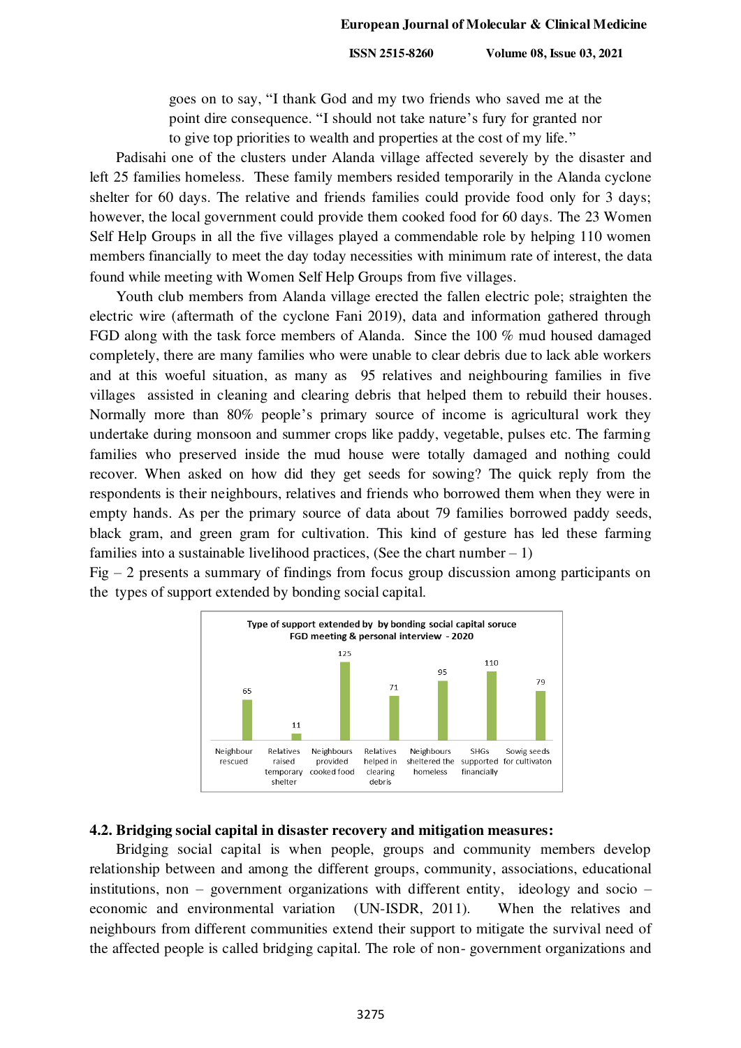goes on to say, "I thank God and my two friends who saved me at the point dire consequence. "I should not take nature's fury for granted nor to give top priorities to wealth and properties at the cost of my life."

Padisahi one of the clusters under Alanda village affected severely by the disaster and left 25 families homeless. These family members resided temporarily in the Alanda cyclone shelter for 60 days. The relative and friends families could provide food only for 3 days; however, the local government could provide them cooked food for 60 days. The 23 Women Self Help Groups in all the five villages played a commendable role by helping 110 women members financially to meet the day today necessities with minimum rate of interest, the data found while meeting with Women Self Help Groups from five villages.

Youth club members from Alanda village erected the fallen electric pole; straighten the electric wire (aftermath of the cyclone Fani 2019), data and information gathered through FGD along with the task force members of Alanda. Since the 100 % mud housed damaged completely, there are many families who were unable to clear debris due to lack able workers and at this woeful situation, as many as 95 relatives and neighbouring families in five villages assisted in cleaning and clearing debris that helped them to rebuild their houses. Normally more than 80% people's primary source of income is agricultural work they undertake during monsoon and summer crops like paddy, vegetable, pulses etc. The farming families who preserved inside the mud house were totally damaged and nothing could recover. When asked on how did they get seeds for sowing? The quick reply from the respondents is their neighbours, relatives and friends who borrowed them when they were in empty hands. As per the primary source of data about 79 families borrowed paddy seeds, black gram, and green gram for cultivation. This kind of gesture has led these farming families into a sustainable livelihood practices, (See the chart number – 1)

Fig – 2 presents a summary of findings from focus group discussion among participants on the types of support extended by bonding social capital.

Type of support extended by by bonding social capital sorce
FGD meeting & personal interview - 2020

| Neighbour rescued | Relatives raised temporary shelter | Neighbours provided cooked food | Relatives helped in clearing debris | Neighbours sheltered the homeless | SHGs supported financially | Sowig seeds for cultivaton |
|---|---|---|---|---|---|---|
| 65 | 11 | 125 | 71 | 95 | 110 | 79 |

## 4.2. Bridging social capital in disaster recovery and mitigation measures:

Bridging social capital is when people, groups and community members develop relationship between and among the different groups, community, associations, educational institutions, non – government organizations with different entity, ideology and socio – economic and environmental variation (UN-ISDR, 2011). When the relatives and neighbours from different communities extend their support to mitigate the survival need of the affected people is called bridging capital. The role of non- government organizations and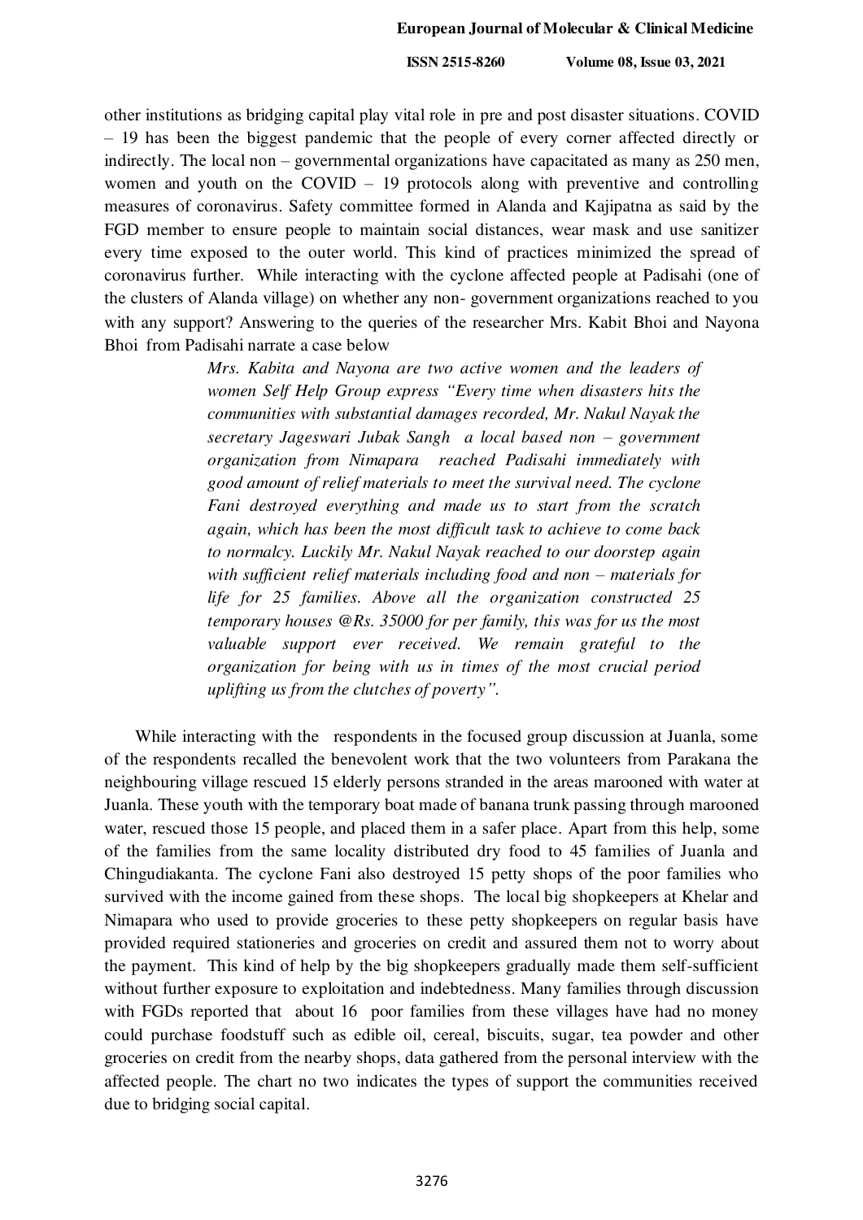other institutions as bridging capital play vital role in pre and post disaster situations. COVID – 19 has been the biggest pandemic that the people of every corner affected directly or indirectly. The local non – governmental organizations have capacitated as many as 250 men, women and youth on the COVID – 19 protocols along with preventive and controlling measures of coronavirus. Safety committee formed in Alanda and Kajipatna as said by the FGD member to ensure people to maintain social distances, wear mask and use sanitizer every time exposed to the outer world. This kind of practices minimized the spread of coronavirus further. While interacting with the cyclone affected people at Padisahi (one of the clusters of Alanda village) on whether any non- government organizations reached to you with any support? Answering to the queries of the researcher Mrs. Kabit Bhoi and Nayona Bhoi from Padisahi narrate a case below

> *Mrs. Kabita and Nayona are two active women and the leaders of women Self Help Group express "Every time when disasters hits the communities with substantial damages recorded, Mr. Nakul Nayak the secretary Jageswari Jubak Sangh a local based non – government organization from Nimapara reached Padisahi immediately with good amount of relief materials to meet the survival need. The cyclone Fani destroyed everything and made us to start from the scratch again, which has been the most difficult task to achieve to come back to normalcy. Luckily Mr. Nakul Nayak reached to our doorstep again with sufficient relief materials including food and non – materials for life for 25 families. Above all the organization constructed 25 temporary houses @Rs. 35000 for per family, this was for us the most valuable support ever received. We remain grateful to the organization for being with us in times of the most crucial period uplifting us from the clutches of poverty".*

While interacting with the respondents in the focused group discussion at Juanla, some of the respondents recalled the benevolent work that the two volunteers from Parakana the neighbouring village rescued 15 elderly persons stranded in the areas marooned with water at Juanla. These youth with the temporary boat made of banana trunk passing through marooned water, rescued those 15 people, and placed them in a safer place. Apart from this help, some of the families from the same locality distributed dry food to 45 families of Juanla and Chingudiakanta. The cyclone Fani also destroyed 15 petty shops of the poor families who survived with the income gained from these shops. The local big shopkeepers at Khelar and Nimapara who used to provide groceries to these petty shopkeepers on regular basis have provided required stationeries and groceries on credit and assured them not to worry about the payment. This kind of help by the big shopkeepers gradually made them self-sufficient without further exposure to exploitation and indebtedness. Many families through discussion with FGDs reported that about 16 poor families from these villages have had no money could purchase foodstuff such as edible oil, cereal, biscuits, sugar, tea powder and other groceries on credit from the nearby shops, data gathered from the personal interview with the affected people. The chart no two indicates the types of support the communities received due to bridging social capital.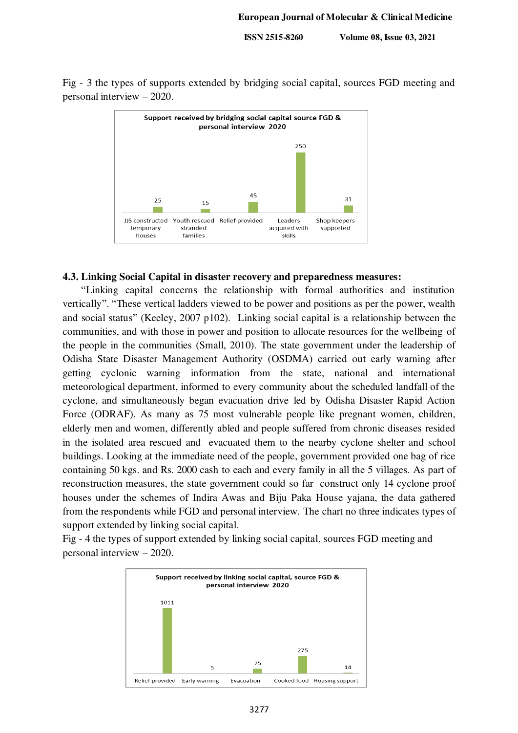Fig - 3 the types of supports extended by bridging social capital, sources FGD meeting and personal interview – 2020.

| Support received by bridging social capital source FGD & personal interview 2020 | Value |
|---|---|
| JJS constructed temporary houses | 25 |
| Youth rescued stranded families | 15 |
| Relief provided | 45 |
| Leaders acquired with skills | 250 |
| Shop keepers supported | 31 |

### 4.3. Linking Social Capital in disaster recovery and preparedness measures:

"Linking capital concerns the relationship with formal authorities and institution vertically". "These vertical ladders viewed to be power and positions as per the power, wealth and social status" (Keeley, 2007 p102). Linking social capital is a relationship between the communities, and with those in power and position to allocate resources for the wellbeing of the people in the communities (Small, 2010). The state government under the leadership of Odisha State Disaster Management Authority (OSDMA) carried out early warning after getting cyclonic warning information from the state, national and international meteorological department, informed to every community about the scheduled landfall of the cyclone, and simultaneously began evacuation drive led by Odisha Disaster Rapid Action Force (ODRAF). As many as 75 most vulnerable people like pregnant women, children, elderly men and women, differently abled and people suffered from chronic diseases resided in the isolated area rescued and evacuated them to the nearby cyclone shelter and school buildings. Looking at the immediate need of the people, government provided one bag of rice containing 50 kgs. and Rs. 2000 cash to each and every family in all the 5 villages. As part of reconstruction measures, the state government could so far construct only 14 cyclone proof houses under the schemes of Indira Awas and Biju Paka House yajana, the data gathered from the respondents while FGD and personal interview. The chart no three indicates types of support extended by linking social capital.

Fig - 4 the types of support extended by linking social capital, sources FGD meeting and personal interview – 2020.

| Support received by linking social capital, source FGD & personal interview 2020 | Value |
|---|---|
| Relief provided | 1011 |
| Early warning | 5 |
| Evacuation | 75 |
| Cooked food | 275 |
| Housing support | 14 |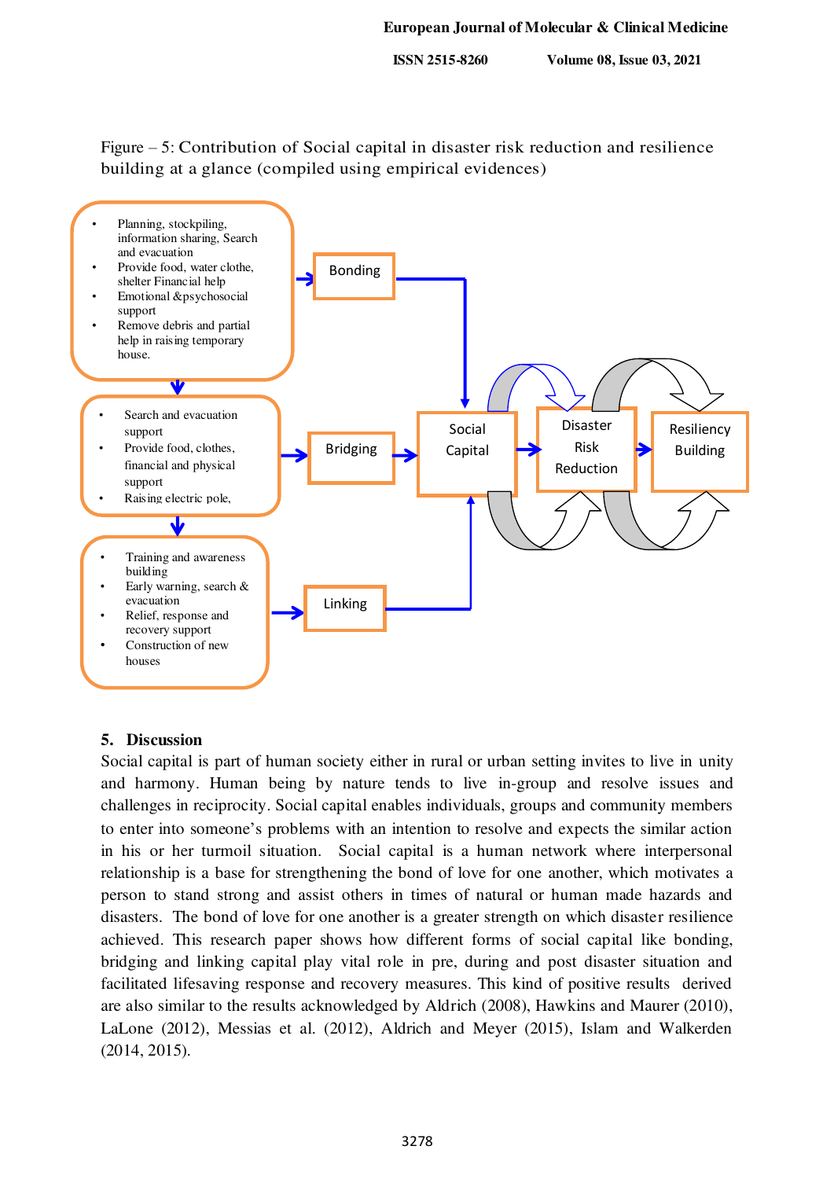Figure – 5: Contribution of Social capital in disaster risk reduction and resilience building at a glance (compiled using empirical evidences)

- Planning, stockpiling, information sharing, Search and evacuation
- Provide food, water clothe, shelter Financial help
- Emotional &psychosocial support
- Remove debris and partial help in raising temporary house.

Bonding

- Search and evacuation support
- Provide food, clothes, financial and physical support
- Raising electric pole,

Bridging

- Training and awareness building
- Early warning, search & evacuation
- Relief, response and recovery support
- Construction of new houses

Linking

Social Capital → Disaster Risk Reduction → Resiliency Building

## 5. Discussion

Social capital is part of human society either in rural or urban setting invites to live in unity and harmony. Human being by nature tends to live in-group and resolve issues and challenges in reciprocity. Social capital enables individuals, groups and community members to enter into someone's problems with an intention to resolve and expects the similar action in his or her turmoil situation. Social capital is a human network where interpersonal relationship is a base for strengthening the bond of love for one another, which motivates a person to stand strong and assist others in times of natural or human made hazards and disasters. The bond of love for one another is a greater strength on which disaster resilience achieved. This research paper shows how different forms of social capital like bonding, bridging and linking capital play vital role in pre, during and post disaster situation and facilitated lifesaving response and recovery measures. This kind of positive results derived are also similar to the results acknowledged by Aldrich (2008), Hawkins and Maurer (2010), LaLone (2012), Messias et al. (2012), Aldrich and Meyer (2015), Islam and Walkerden (2014, 2015).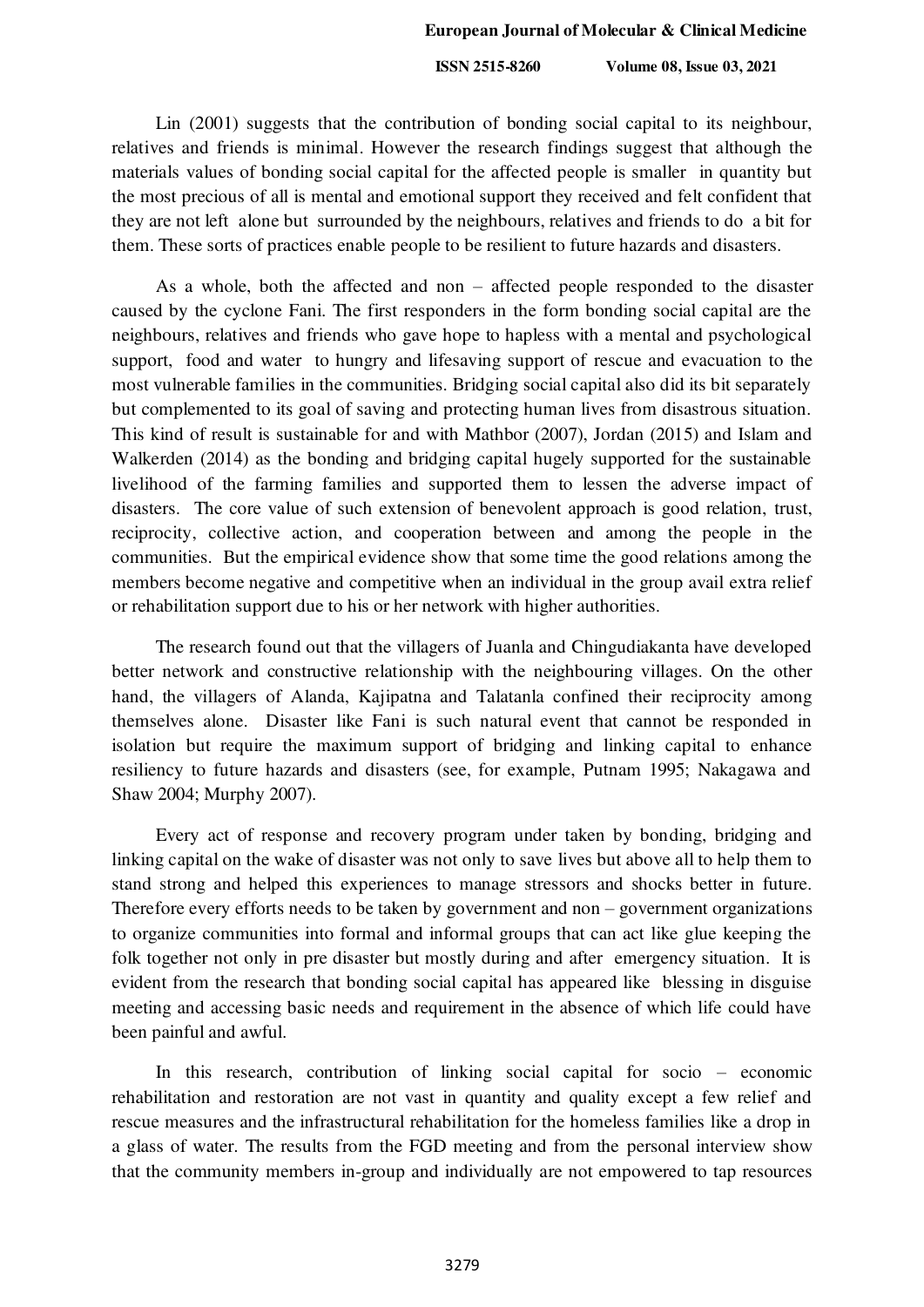Lin (2001) suggests that the contribution of bonding social capital to its neighbour, relatives and friends is minimal. However the research findings suggest that although the materials values of bonding social capital for the affected people is smaller in quantity but the most precious of all is mental and emotional support they received and felt confident that they are not left alone but surrounded by the neighbours, relatives and friends to do a bit for them. These sorts of practices enable people to be resilient to future hazards and disasters.

As a whole, both the affected and non – affected people responded to the disaster caused by the cyclone Fani. The first responders in the form bonding social capital are the neighbours, relatives and friends who gave hope to hapless with a mental and psychological support, food and water to hungry and lifesaving support of rescue and evacuation to the most vulnerable families in the communities. Bridging social capital also did its bit separately but complemented to its goal of saving and protecting human lives from disastrous situation. This kind of result is sustainable for and with Mathbor (2007), Jordan (2015) and Islam and Walkerden (2014) as the bonding and bridging capital hugely supported for the sustainable livelihood of the farming families and supported them to lessen the adverse impact of disasters. The core value of such extension of benevolent approach is good relation, trust, reciprocity, collective action, and cooperation between and among the people in the communities. But the empirical evidence show that some time the good relations among the members become negative and competitive when an individual in the group avail extra relief or rehabilitation support due to his or her network with higher authorities.

The research found out that the villagers of Juanla and Chingudiakanta have developed better network and constructive relationship with the neighbouring villages. On the other hand, the villagers of Alanda, Kajipatna and Talatanla confined their reciprocity among themselves alone. Disaster like Fani is such natural event that cannot be responded in isolation but require the maximum support of bridging and linking capital to enhance resiliency to future hazards and disasters (see, for example, Putnam 1995; Nakagawa and Shaw 2004; Murphy 2007).

Every act of response and recovery program under taken by bonding, bridging and linking capital on the wake of disaster was not only to save lives but above all to help them to stand strong and helped this experiences to manage stressors and shocks better in future. Therefore every efforts needs to be taken by government and non – government organizations to organize communities into formal and informal groups that can act like glue keeping the folk together not only in pre disaster but mostly during and after emergency situation. It is evident from the research that bonding social capital has appeared like blessing in disguise meeting and accessing basic needs and requirement in the absence of which life could have been painful and awful.

In this research, contribution of linking social capital for socio – economic rehabilitation and restoration are not vast in quantity and quality except a few relief and rescue measures and the infrastructural rehabilitation for the homeless families like a drop in a glass of water. The results from the FGD meeting and from the personal interview show that the community members in-group and individually are not empowered to tap resources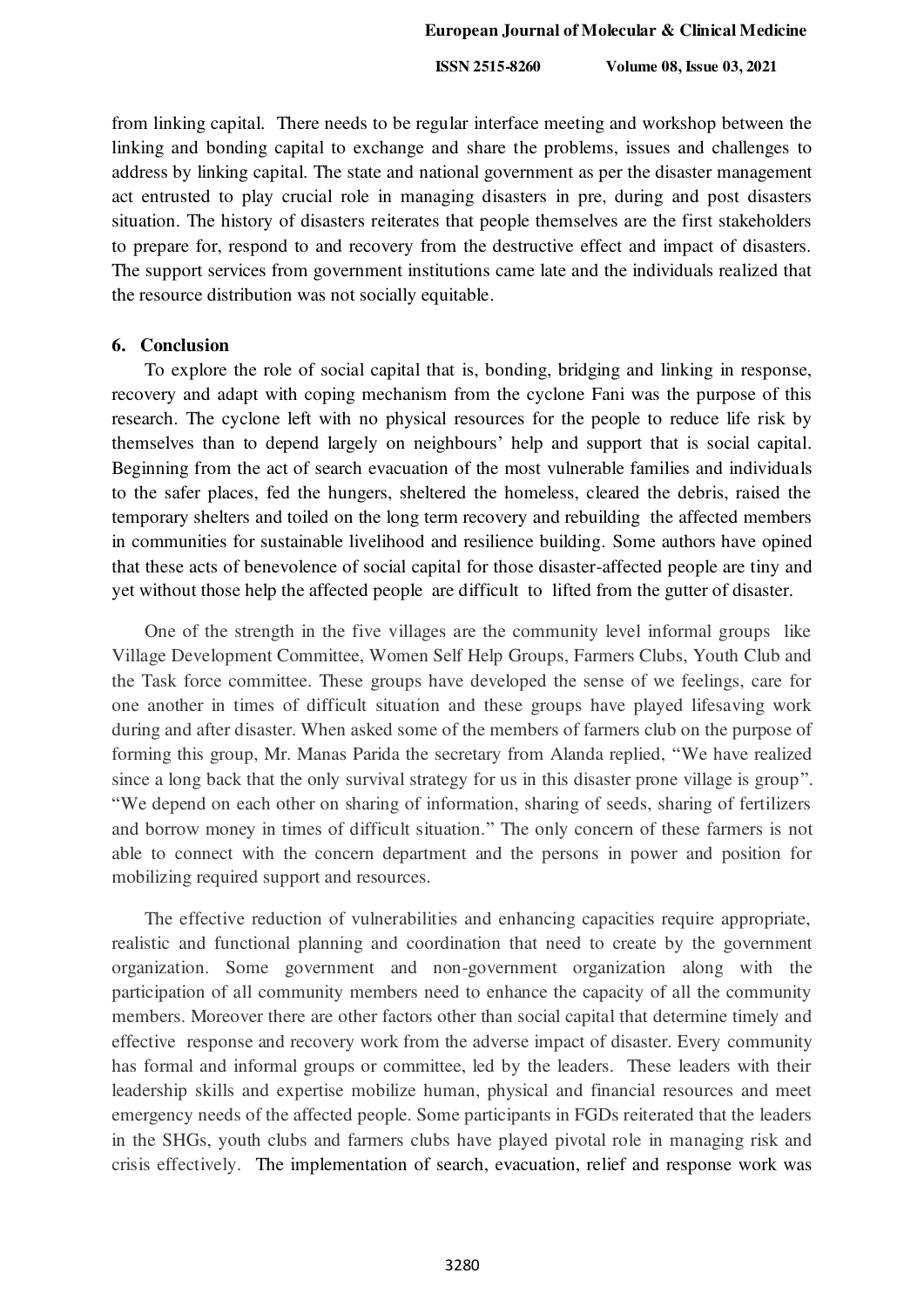from linking capital. There needs to be regular interface meeting and workshop between the linking and bonding capital to exchange and share the problems, issues and challenges to address by linking capital. The state and national government as per the disaster management act entrusted to play crucial role in managing disasters in pre, during and post disasters situation. The history of disasters reiterates that people themselves are the first stakeholders to prepare for, respond to and recovery from the destructive effect and impact of disasters. The support services from government institutions came late and the individuals realized that the resource distribution was not socially equitable.

## 6. Conclusion

To explore the role of social capital that is, bonding, bridging and linking in response, recovery and adapt with coping mechanism from the cyclone Fani was the purpose of this research. The cyclone left with no physical resources for the people to reduce life risk by themselves than to depend largely on neighbours' help and support that is social capital. Beginning from the act of search evacuation of the most vulnerable families and individuals to the safer places, fed the hungers, sheltered the homeless, cleared the debris, raised the temporary shelters and toiled on the long term recovery and rebuilding the affected members in communities for sustainable livelihood and resilience building. Some authors have opined that these acts of benevolence of social capital for those disaster-affected people are tiny and yet without those help the affected people are difficult to lifted from the gutter of disaster.

One of the strength in the five villages are the community level informal groups like Village Development Committee, Women Self Help Groups, Farmers Clubs, Youth Club and the Task force committee. These groups have developed the sense of we feelings, care for one another in times of difficult situation and these groups have played lifesaving work during and after disaster. When asked some of the members of farmers club on the purpose of forming this group, Mr. Manas Parida the secretary from Alanda replied, "We have realized since a long back that the only survival strategy for us in this disaster prone village is group". "We depend on each other on sharing of information, sharing of seeds, sharing of fertilizers and borrow money in times of difficult situation." The only concern of these farmers is not able to connect with the concern department and the persons in power and position for mobilizing required support and resources.

The effective reduction of vulnerabilities and enhancing capacities require appropriate, realistic and functional planning and coordination that need to create by the government organization. Some government and non-government organization along with the participation of all community members need to enhance the capacity of all the community members. Moreover there are other factors other than social capital that determine timely and effective response and recovery work from the adverse impact of disaster. Every community has formal and informal groups or committee, led by the leaders. These leaders with their leadership skills and expertise mobilize human, physical and financial resources and meet emergency needs of the affected people. Some participants in FGDs reiterated that the leaders in the SHGs, youth clubs and farmers clubs have played pivotal role in managing risk and crisis effectively. The implementation of search, evacuation, relief and response work was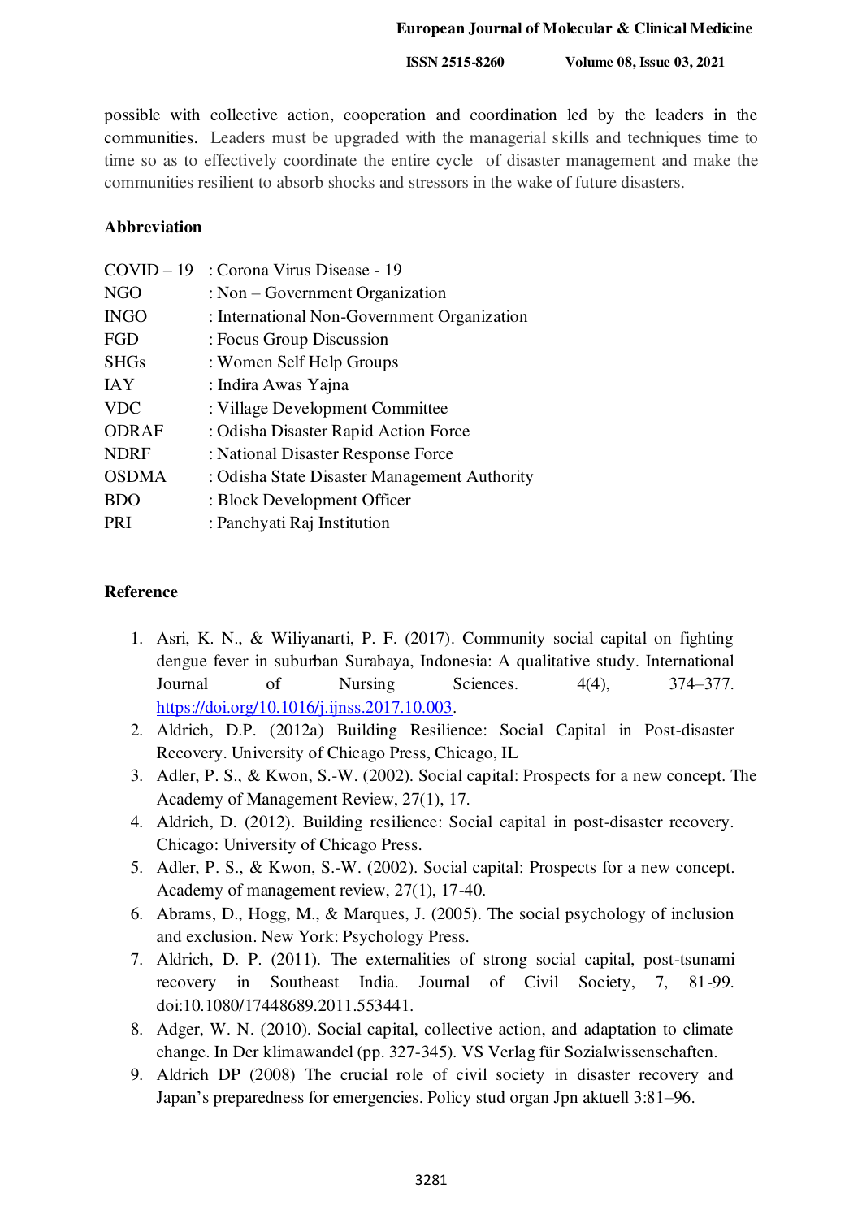possible with collective action, cooperation and coordination led by the leaders in the communities. Leaders must be upgraded with the managerial skills and techniques time to time so as to effectively coordinate the entire cycle of disaster management and make the communities resilient to absorb shocks and stressors in the wake of future disasters.

## Abbreviation

| | |
|---|---|
| COVID – 19 | : Corona Virus Disease - 19 |
| NGO | : Non – Government Organization |
| INGO | : International Non-Government Organization |
| FGD | : Focus Group Discussion |
| SHGs | : Women Self Help Groups |
| IAY | : Indira Awas Yajna |
| VDC | : Village Development Committee |
| ODRAF | : Odisha Disaster Rapid Action Force |
| NDRF | : National Disaster Response Force |
| OSDMA | : Odisha State Disaster Management Authority |
| BDO | : Block Development Officer |
| PRI | : Panchyati Raj Institution |

## Reference

1. Asri, K. N., & Wiliyanarti, P. F. (2017). Community social capital on fighting dengue fever in suburban Surabaya, Indonesia: A qualitative study. International Journal of Nursing Sciences. 4(4), 374–377. https://doi.org/10.1016/j.ijnss.2017.10.003.
2. Aldrich, D.P. (2012a) Building Resilience: Social Capital in Post-disaster Recovery. University of Chicago Press, Chicago, IL
3. Adler, P. S., & Kwon, S.-W. (2002). Social capital: Prospects for a new concept. The Academy of Management Review, 27(1), 17.
4. Aldrich, D. (2012). Building resilience: Social capital in post-disaster recovery. Chicago: University of Chicago Press.
5. Adler, P. S., & Kwon, S.-W. (2002). Social capital: Prospects for a new concept. Academy of management review, 27(1), 17-40.
6. Abrams, D., Hogg, M., & Marques, J. (2005). The social psychology of inclusion and exclusion. New York: Psychology Press.
7. Aldrich, D. P. (2011). The externalities of strong social capital, post-tsunami recovery in Southeast India. Journal of Civil Society, 7, 81-99. doi:10.1080/17448689.2011.553441.
8. Adger, W. N. (2010). Social capital, collective action, and adaptation to climate change. In Der klimawandel (pp. 327-345). VS Verlag für Sozialwissenschaften.
9. Aldrich DP (2008) The crucial role of civil society in disaster recovery and Japan's preparedness for emergencies. Policy stud organ Jpn aktuell 3:81–96.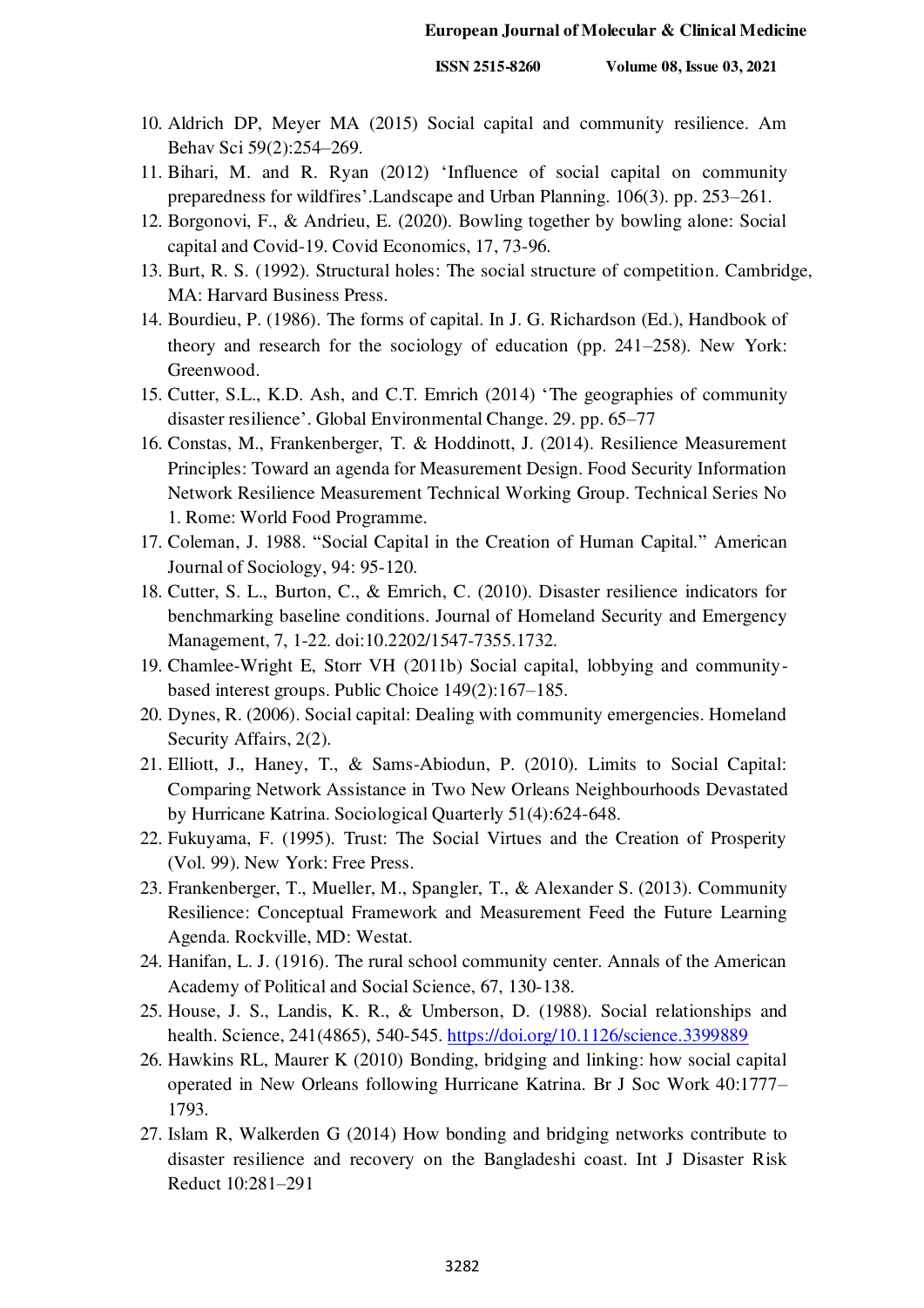10. Aldrich DP, Meyer MA (2015) Social capital and community resilience. Am Behav Sci 59(2):254–269.
11. Bihari, M. and R. Ryan (2012) 'Influence of social capital on community preparedness for wildfires'.Landscape and Urban Planning. 106(3). pp. 253–261.
12. Borgonovi, F., & Andrieu, E. (2020). Bowling together by bowling alone: Social capital and Covid-19. Covid Economics, 17, 73-96.
13. Burt, R. S. (1992). Structural holes: The social structure of competition. Cambridge, MA: Harvard Business Press.
14. Bourdieu, P. (1986). The forms of capital. In J. G. Richardson (Ed.), Handbook of theory and research for the sociology of education (pp. 241–258). New York: Greenwood.
15. Cutter, S.L., K.D. Ash, and C.T. Emrich (2014) 'The geographies of community disaster resilience'. Global Environmental Change. 29. pp. 65–77
16. Constas, M., Frankenberger, T. & Hoddinott, J. (2014). Resilience Measurement Principles: Toward an agenda for Measurement Design. Food Security Information Network Resilience Measurement Technical Working Group. Technical Series No 1. Rome: World Food Programme.
17. Coleman, J. 1988. "Social Capital in the Creation of Human Capital." American Journal of Sociology, 94: 95-120.
18. Cutter, S. L., Burton, C., & Emrich, C. (2010). Disaster resilience indicators for benchmarking baseline conditions. Journal of Homeland Security and Emergency Management, 7, 1-22. doi:10.2202/1547-7355.1732.
19. Chamlee-Wright E, Storr VH (2011b) Social capital, lobbying and community-based interest groups. Public Choice 149(2):167–185.
20. Dynes, R. (2006). Social capital: Dealing with community emergencies. Homeland Security Affairs, 2(2).
21. Elliott, J., Haney, T., & Sams-Abiodun, P. (2010). Limits to Social Capital: Comparing Network Assistance in Two New Orleans Neighbourhoods Devastated by Hurricane Katrina. Sociological Quarterly 51(4):624-648.
22. Fukuyama, F. (1995). Trust: The Social Virtues and the Creation of Prosperity (Vol. 99). New York: Free Press.
23. Frankenberger, T., Mueller, M., Spangler, T., & Alexander S. (2013). Community Resilience: Conceptual Framework and Measurement Feed the Future Learning Agenda. Rockville, MD: Westat.
24. Hanifan, L. J. (1916). The rural school community center. Annals of the American Academy of Political and Social Science, 67, 130-138.
25. House, J. S., Landis, K. R., & Umberson, D. (1988). Social relationships and health. Science, 241(4865), 540-545. https://doi.org/10.1126/science.3399889
26. Hawkins RL, Maurer K (2010) Bonding, bridging and linking: how social capital operated in New Orleans following Hurricane Katrina. Br J Soc Work 40:1777–1793.
27. Islam R, Walkerden G (2014) How bonding and bridging networks contribute to disaster resilience and recovery on the Bangladeshi coast. Int J Disaster Risk Reduct 10:281–291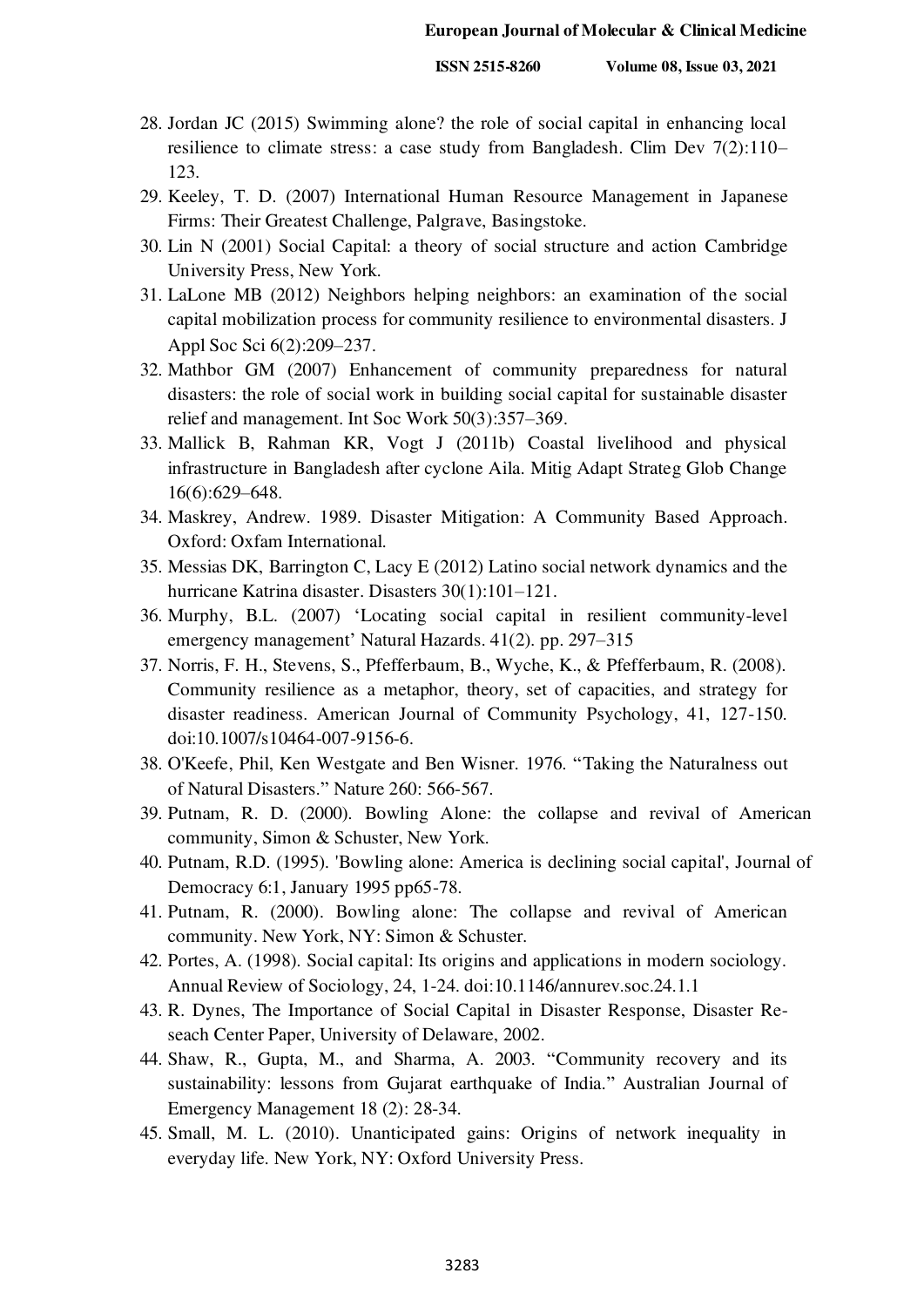28. Jordan JC (2015) Swimming alone? the role of social capital in enhancing local resilience to climate stress: a case study from Bangladesh. Clim Dev 7(2):110–123.
29. Keeley, T. D. (2007) International Human Resource Management in Japanese Firms: Their Greatest Challenge, Palgrave, Basingstoke.
30. Lin N (2001) Social Capital: a theory of social structure and action Cambridge University Press, New York.
31. LaLone MB (2012) Neighbors helping neighbors: an examination of the social capital mobilization process for community resilience to environmental disasters. J Appl Soc Sci 6(2):209–237.
32. Mathbor GM (2007) Enhancement of community preparedness for natural disasters: the role of social work in building social capital for sustainable disaster relief and management. Int Soc Work 50(3):357–369.
33. Mallick B, Rahman KR, Vogt J (2011b) Coastal livelihood and physical infrastructure in Bangladesh after cyclone Aila. Mitig Adapt Strateg Glob Change 16(6):629–648.
34. Maskrey, Andrew. 1989. Disaster Mitigation: A Community Based Approach. Oxford: Oxfam International.
35. Messias DK, Barrington C, Lacy E (2012) Latino social network dynamics and the hurricane Katrina disaster. Disasters 30(1):101–121.
36. Murphy, B.L. (2007) 'Locating social capital in resilient community-level emergency management' Natural Hazards. 41(2). pp. 297–315
37. Norris, F. H., Stevens, S., Pfefferbaum, B., Wyche, K., & Pfefferbaum, R. (2008). Community resilience as a metaphor, theory, set of capacities, and strategy for disaster readiness. American Journal of Community Psychology, 41, 127-150. doi:10.1007/s10464-007-9156-6.
38. O'Keefe, Phil, Ken Westgate and Ben Wisner. 1976. "Taking the Naturalness out of Natural Disasters." Nature 260: 566-567.
39. Putnam, R. D. (2000). Bowling Alone: the collapse and revival of American community, Simon & Schuster, New York.
40. Putnam, R.D. (1995). 'Bowling alone: America is declining social capital', Journal of Democracy 6:1, January 1995 pp65-78.
41. Putnam, R. (2000). Bowling alone: The collapse and revival of American community. New York, NY: Simon & Schuster.
42. Portes, A. (1998). Social capital: Its origins and applications in modern sociology. Annual Review of Sociology, 24, 1-24. doi:10.1146/annurev.soc.24.1.1
43. R. Dynes, The Importance of Social Capital in Disaster Response, Disaster Re-seach Center Paper, University of Delaware, 2002.
44. Shaw, R., Gupta, M., and Sharma, A. 2003. "Community recovery and its sustainability: lessons from Gujarat earthquake of India." Australian Journal of Emergency Management 18 (2): 28-34.
45. Small, M. L. (2010). Unanticipated gains: Origins of network inequality in everyday life. New York, NY: Oxford University Press.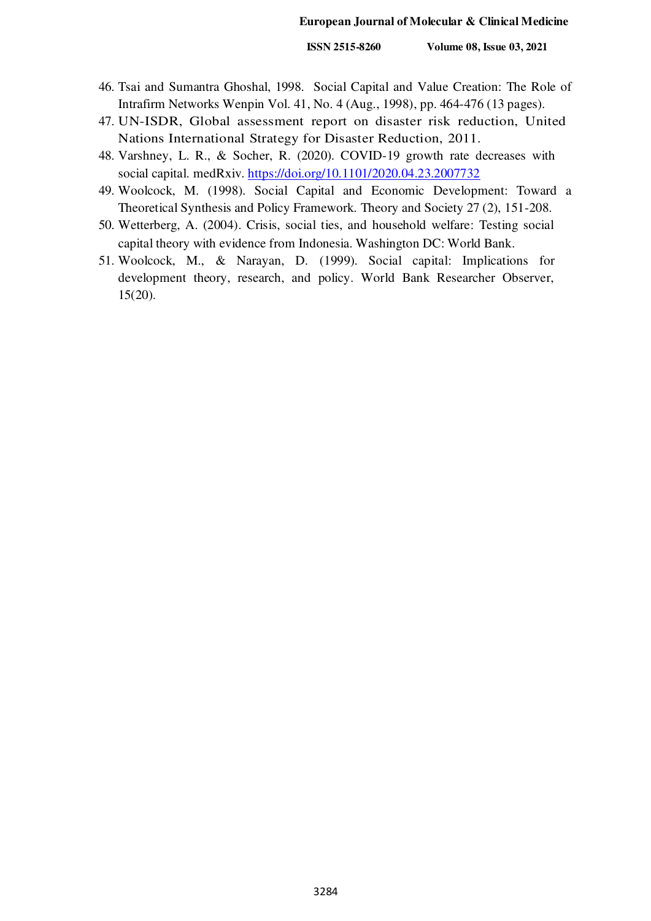46. Tsai and Sumantra Ghoshal, 1998. Social Capital and Value Creation: The Role of Intrafirm Networks Wenpin Vol. 41, No. 4 (Aug., 1998), pp. 464-476 (13 pages).
47. UN-ISDR, Global assessment report on disaster risk reduction, United Nations International Strategy for Disaster Reduction, 2011.
48. Varshney, L. R., & Socher, R. (2020). COVID-19 growth rate decreases with social capital. medRxiv. https://doi.org/10.1101/2020.04.23.2007732
49. Woolcock, M. (1998). Social Capital and Economic Development: Toward a Theoretical Synthesis and Policy Framework. Theory and Society 27 (2), 151-208.
50. Wetterberg, A. (2004). Crisis, social ties, and household welfare: Testing social capital theory with evidence from Indonesia. Washington DC: World Bank.
51. Woolcock, M., & Narayan, D. (1999). Social capital: Implications for development theory, research, and policy. World Bank Researcher Observer, 15(20).